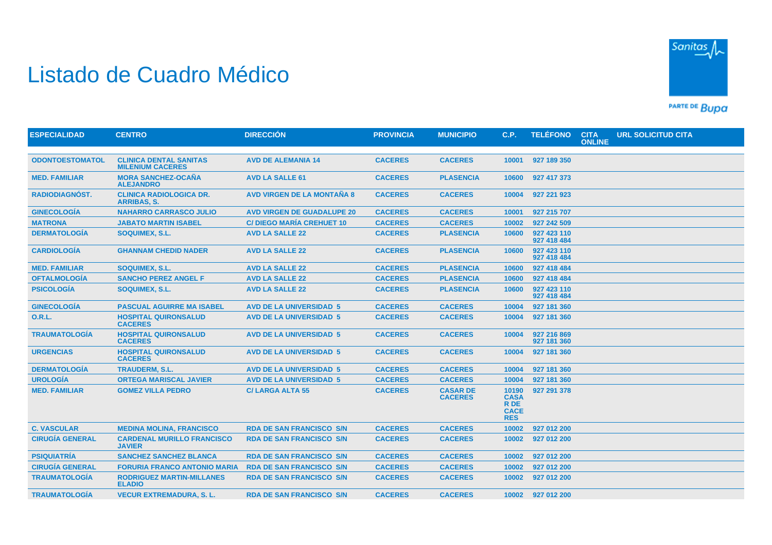# Listado de Cuadro Médico

| ESPECIALIDAD | CENTRO | DIRECCIÓN | PROVINCIA | MUNICIPIO | C.P. | TELÉFONO | CITA ONLINE | URL SOLICITUD CITA |
|---|---|---|---|---|---|---|---|---|
| ODONTOESTOMATOL | CLINICA DENTAL SANITAS MILENIUM CACERES | AVD DE ALEMANIA 14 | CACERES | CACERES | 10001 | 927 189 350 | | |
| MED. FAMILIAR | MORA SANCHEZ-OCAÑA ALEJANDRO | AVD LA SALLE 61 | CACERES | PLASENCIA | 10600 | 927 417 373 | | |
| RADIODIAGNÓST. | CLINICA RADIOLOGICA DR. ARRIBAS, S. | AVD VIRGEN DE LA MONTAÑA 8 | CACERES | CACERES | 10004 | 927 221 923 | | |
| GINECOLOGÍA | NAHARRO CARRASCO JULIO | AVD VIRGEN DE GUADALUPE 20 | CACERES | CACERES | 10001 | 927 215 707 | | |
| MATRONA | JABATO MARTIN ISABEL | C/ DIEGO MARÍA CREHUET 10 | CACERES | CACERES | 10002 | 927 242 509 | | |
| DERMATOLOGÍA | SOQUIMEX, S.L. | AVD LA SALLE 22 | CACERES | PLASENCIA | 10600 | 927 423 110 927 418 484 | | |
| CARDIOLOGÍA | GHANNAM CHEDID NADER | AVD LA SALLE 22 | CACERES | PLASENCIA | 10600 | 927 423 110 927 418 484 | | |
| MED. FAMILIAR | SOQUIMEX, S.L. | AVD LA SALLE 22 | CACERES | PLASENCIA | 10600 | 927 418 484 | | |
| OFTALMOLOGÍA | SANCHO PEREZ ANGEL F | AVD LA SALLE 22 | CACERES | PLASENCIA | 10600 | 927 418 484 | | |
| PSICOLOGÍA | SOQUIMEX, S.L. | AVD LA SALLE 22 | CACERES | PLASENCIA | 10600 | 927 423 110 927 418 484 | | |
| GINECOLOGÍA | PASCUAL AGUIRRE MA ISABEL | AVD DE LA UNIVERSIDAD 5 | CACERES | CACERES | 10004 | 927 181 360 | | |
| O.R.L. | HOSPITAL QUIRONSALUD CACERES | AVD DE LA UNIVERSIDAD 5 | CACERES | CACERES | 10004 | 927 181 360 | | |
| TRAUMATOLOGÍA | HOSPITAL QUIRONSALUD CACERES | AVD DE LA UNIVERSIDAD 5 | CACERES | CACERES | 10004 | 927 216 869 927 181 360 | | |
| URGENCIAS | HOSPITAL QUIRONSALUD CACERES | AVD DE LA UNIVERSIDAD 5 | CACERES | CACERES | 10004 | 927 181 360 | | |
| DERMATOLOGÍA | TRAUDERM, S.L. | AVD DE LA UNIVERSIDAD 5 | CACERES | CACERES | 10004 | 927 181 360 | | |
| UROLOGÍA | ORTEGA MARISCAL JAVIER | AVD DE LA UNIVERSIDAD 5 | CACERES | CACERES | 10004 | 927 181 360 | | |
| MED. FAMILIAR | GOMEZ VILLA PEDRO | C/ LARGA ALTA 55 | CACERES | CASAR DE CACERES | 10190 CASAR DE CACERES | 927 291 378 | | |
| C. VASCULAR | MEDINA MOLINA, FRANCISCO | RDA DE SAN FRANCISCO S/N | CACERES | CACERES | 10002 | 927 012 200 | | |
| CIRUGÍA GENERAL | CARDENAL MURILLO FRANCISCO JAVIER | RDA DE SAN FRANCISCO S/N | CACERES | CACERES | 10002 | 927 012 200 | | |
| PSIQUIATRÍA | SANCHEZ SANCHEZ BLANCA | RDA DE SAN FRANCISCO S/N | CACERES | CACERES | 10002 | 927 012 200 | | |
| CIRUGÍA GENERAL | FORURIA FRANCO ANTONIO MARIA | RDA DE SAN FRANCISCO S/N | CACERES | CACERES | 10002 | 927 012 200 | | |
| TRAUMATOLOGÍA | RODRIGUEZ MARTIN-MILLANES ELADIO | RDA DE SAN FRANCISCO S/N | CACERES | CACERES | 10002 | 927 012 200 | | |
| TRAUMATOLOGÍA | VECUR EXTREMADURA, S. L. | RDA DE SAN FRANCISCO S/N | CACERES | CACERES | 10002 | 927 012 200 | | |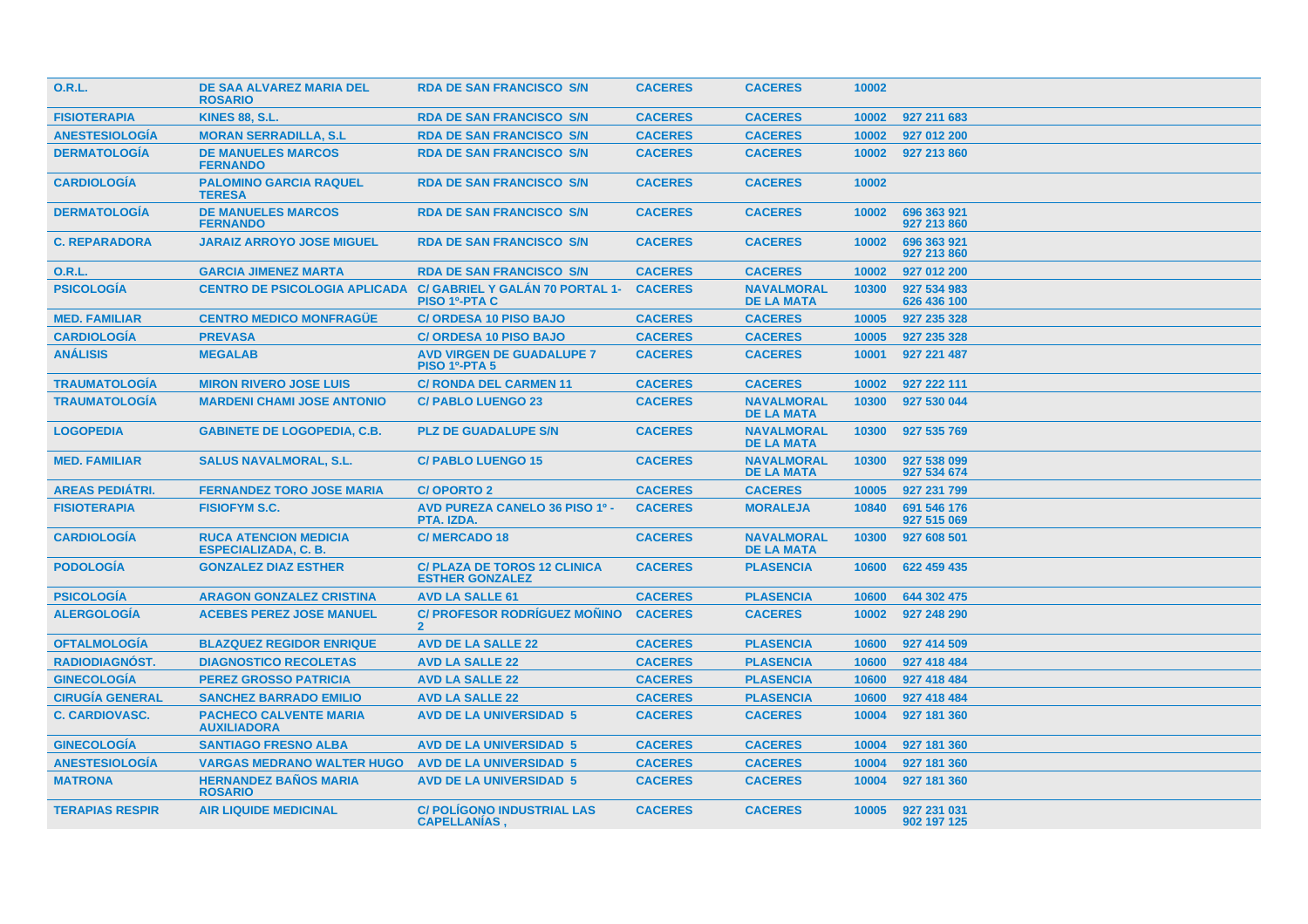| | | | | | | |
|---|---|---|---|---|---|---|
| O.R.L. | DE SAA ALVAREZ MARIA DEL ROSARIO | RDA DE SAN FRANCISCO S/N | CACERES | CACERES | 10002 | |
| FISIOTERAPIA | KINES 88, S.L. | RDA DE SAN FRANCISCO S/N | CACERES | CACERES | 10002 | 927 211 683 |
| ANESTESIOLOGÍA | MORAN SERRADILLA, S.L | RDA DE SAN FRANCISCO S/N | CACERES | CACERES | 10002 | 927 012 200 |
| DERMATOLOGÍA | DE MANUELES MARCOS FERNANDO | RDA DE SAN FRANCISCO S/N | CACERES | CACERES | 10002 | 927 213 860 |
| CARDIOLOGÍA | PALOMINO GARCIA RAQUEL TERESA | RDA DE SAN FRANCISCO S/N | CACERES | CACERES | 10002 | |
| DERMATOLOGÍA | DE MANUELES MARCOS FERNANDO | RDA DE SAN FRANCISCO S/N | CACERES | CACERES | 10002 | 696 363 921<br>927 213 860 |
| C. REPARADORA | JARAIZ ARROYO JOSE MIGUEL | RDA DE SAN FRANCISCO S/N | CACERES | CACERES | 10002 | 696 363 921<br>927 213 860 |
| O.R.L. | GARCIA JIMENEZ MARTA | RDA DE SAN FRANCISCO S/N | CACERES | CACERES | 10002 | 927 012 200 |
| PSICOLOGÍA | CENTRO DE PSICOLOGIA APLICADA | C/ GABRIEL Y GALÁN 70 PORTAL 1-PISO 1º-PTA C | CACERES | NAVALMORAL DE LA MATA | 10300 | 927 534 983<br>626 436 100 |
| MED. FAMILIAR | CENTRO MEDICO MONFRAGÜE | C/ ORDESA 10 PISO BAJO | CACERES | CACERES | 10005 | 927 235 328 |
| CARDIOLOGÍA | PREVASA | C/ ORDESA 10 PISO BAJO | CACERES | CACERES | 10005 | 927 235 328 |
| ANÁLISIS | MEGALAB | AVD VIRGEN DE GUADALUPE 7 PISO 1º-PTA 5 | CACERES | CACERES | 10001 | 927 221 487 |
| TRAUMATOLOGÍA | MIRON RIVERO JOSE LUIS | C/ RONDA DEL CARMEN 11 | CACERES | CACERES | 10002 | 927 222 111 |
| TRAUMATOLOGÍA | MARDENI CHAMI JOSE ANTONIO | C/ PABLO LUENGO 23 | CACERES | NAVALMORAL DE LA MATA | 10300 | 927 530 044 |
| LOGOPEDIA | GABINETE DE LOGOPEDIA, C.B. | PLZ DE GUADALUPE S/N | CACERES | NAVALMORAL DE LA MATA | 10300 | 927 535 769 |
| MED. FAMILIAR | SALUS NAVALMORAL, S.L. | C/ PABLO LUENGO 15 | CACERES | NAVALMORAL DE LA MATA | 10300 | 927 538 099<br>927 534 674 |
| AREAS PEDIÁTRI. | FERNANDEZ TORO JOSE MARIA | C/ OPORTO 2 | CACERES | CACERES | 10005 | 927 231 799 |
| FISIOTERAPIA | FISIOFYM S.C. | AVD PUREZA CANELO 36 PISO 1º - PTA. IZDA. | CACERES | MORALEJA | 10840 | 691 546 176<br>927 515 069 |
| CARDIOLOGÍA | RUCA ATENCION MEDICIA ESPECIALIZADA, C. B. | C/ MERCADO 18 | CACERES | NAVALMORAL DE LA MATA | 10300 | 927 608 501 |
| PODOLOGÍA | GONZALEZ DIAZ ESTHER | C/ PLAZA DE TOROS 12 CLINICA ESTHER GONZALEZ | CACERES | PLASENCIA | 10600 | 622 459 435 |
| PSICOLOGÍA | ARAGON GONZALEZ CRISTINA | AVD LA SALLE 61 | CACERES | PLASENCIA | 10600 | 644 302 475 |
| ALERGOLOGÍA | ACEBES PEREZ JOSE MANUEL | C/ PROFESOR RODRÍGUEZ MOÑINO 2 | CACERES | CACERES | 10002 | 927 248 290 |
| OFTALMOLOGÍA | BLAZQUEZ REGIDOR ENRIQUE | AVD DE LA SALLE 22 | CACERES | PLASENCIA | 10600 | 927 414 509 |
| RADIODIAGNÓST. | DIAGNOSTICO RECOLETAS | AVD LA SALLE 22 | CACERES | PLASENCIA | 10600 | 927 418 484 |
| GINECOLOGÍA | PEREZ GROSSO PATRICIA | AVD LA SALLE 22 | CACERES | PLASENCIA | 10600 | 927 418 484 |
| CIRUGÍA GENERAL | SANCHEZ BARRADO EMILIO | AVD LA SALLE 22 | CACERES | PLASENCIA | 10600 | 927 418 484 |
| C. CARDIOVASC. | PACHECO CALVENTE MARIA AUXILIADORA | AVD DE LA UNIVERSIDAD 5 | CACERES | CACERES | 10004 | 927 181 360 |
| GINECOLOGÍA | SANTIAGO FRESNO ALBA | AVD DE LA UNIVERSIDAD 5 | CACERES | CACERES | 10004 | 927 181 360 |
| ANESTESIOLOGÍA | VARGAS MEDRANO WALTER HUGO | AVD DE LA UNIVERSIDAD 5 | CACERES | CACERES | 10004 | 927 181 360 |
| MATRONA | HERNANDEZ BAÑOS MARIA ROSARIO | AVD DE LA UNIVERSIDAD 5 | CACERES | CACERES | 10004 | 927 181 360 |
| TERAPIAS RESPIR | AIR LIQUIDE MEDICINAL | C/ POLÍGONO INDUSTRIAL LAS CAPELLANÍAS , | CACERES | CACERES | 10005 | 927 231 031<br>902 197 125 |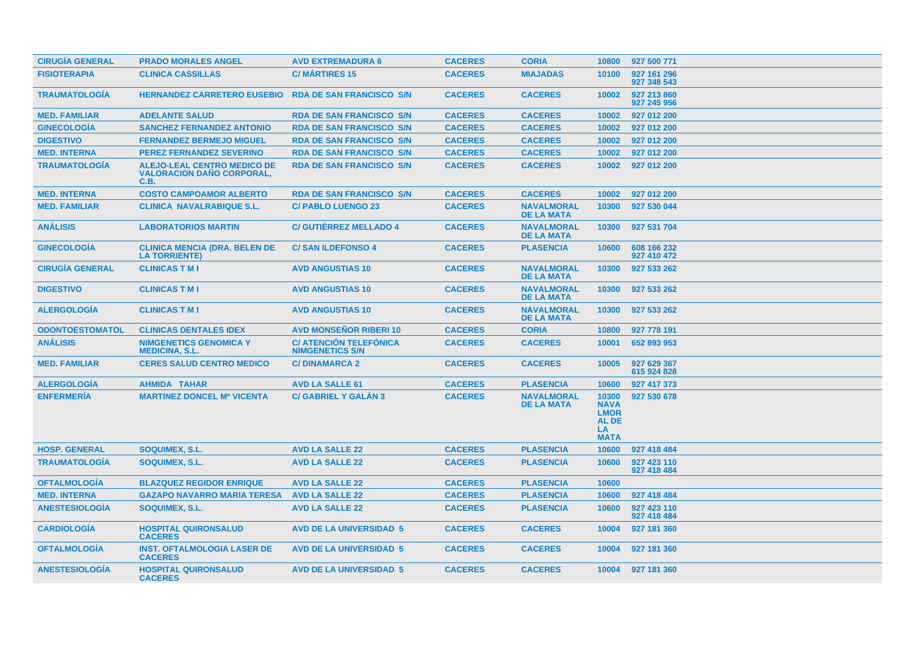| | | | | | | |
|---|---|---|---|---|---|---|
| CIRUGÍA GENERAL | PRADO MORALES ANGEL | AVD EXTREMADURA 6 | CACERES | CORIA | 10800 | 927 500 771 |
| FISIOTERAPIA | CLINICA CASSILLAS | C/ MÁRTIRES 15 | CACERES | MIAJADAS | 10100 | 927 161 296 927 348 543 |
| TRAUMATOLOGÍA | HERNANDEZ CARRETERO EUSEBIO | RDA DE SAN FRANCISCO S/N | CACERES | CACERES | 10002 | 927 213 860 927 245 956 |
| MED. FAMILIAR | ADELANTE SALUD | RDA DE SAN FRANCISCO S/N | CACERES | CACERES | 10002 | 927 012 200 |
| GINECOLOGÍA | SANCHEZ FERNANDEZ ANTONIO | RDA DE SAN FRANCISCO S/N | CACERES | CACERES | 10002 | 927 012 200 |
| DIGESTIVO | FERNANDEZ BERMEJO MIGUEL | RDA DE SAN FRANCISCO S/N | CACERES | CACERES | 10002 | 927 012 200 |
| MED. INTERNA | PEREZ FERNANDEZ SEVERINO | RDA DE SAN FRANCISCO S/N | CACERES | CACERES | 10002 | 927 012 200 |
| TRAUMATOLOGÍA | ALEJO-LEAL CENTRO MEDICO DE VALORACION DAÑO CORPORAL, C.B. | RDA DE SAN FRANCISCO S/N | CACERES | CACERES | 10002 | 927 012 200 |
| MED. INTERNA | COSTO CAMPOAMOR ALBERTO | RDA DE SAN FRANCISCO S/N | CACERES | CACERES | 10002 | 927 012 200 |
| MED. FAMILIAR | CLINICA NAVALRABIQUE S.L. | C/ PABLO LUENGO 23 | CACERES | NAVALMORAL DE LA MATA | 10300 | 927 530 044 |
| ANÁLISIS | LABORATORIOS MARTIN | C/ GUTIÉRREZ MELLADO 4 | CACERES | NAVALMORAL DE LA MATA | 10300 | 927 531 704 |
| GINECOLOGÍA | CLINICA MENCIA (DRA. BELEN DE LA TORRIENTE) | C/ SAN ILDEFONSO 4 | CACERES | PLASENCIA | 10600 | 608 166 232 927 410 472 |
| CIRUGÍA GENERAL | CLINICAS T M I | AVD ANGUSTIAS 10 | CACERES | NAVALMORAL DE LA MATA | 10300 | 927 533 262 |
| DIGESTIVO | CLINICAS T M I | AVD ANGUSTIAS 10 | CACERES | NAVALMORAL DE LA MATA | 10300 | 927 533 262 |
| ALERGOLOGÍA | CLINICAS T M I | AVD ANGUSTIAS 10 | CACERES | NAVALMORAL DE LA MATA | 10300 | 927 533 262 |
| ODONTOESTOMATOL | CLINICAS DENTALES IDEX | AVD MONSEÑOR RIBERI 10 | CACERES | CORIA | 10800 | 927 778 191 |
| ANÁLISIS | NIMGENETICS GENOMICA Y MEDICINA, S.L. | C/ ATENCIÓN TELEFÓNICA NIMGENETICS S/N | CACERES | CACERES | 10001 | 652 893 953 |
| MED. FAMILIAR | CERES SALUD CENTRO MEDICO | C/ DINAMARCA 2 | CACERES | CACERES | 10005 | 927 629 367 615 924 828 |
| ALERGOLOGÍA | AHMIDA TAHAR | AVD LA SALLE 61 | CACERES | PLASENCIA | 10600 | 927 417 373 |
| ENFERMERÍA | MARTINEZ DONCEL Mª VICENTA | C/ GABRIEL Y GALÁN 3 | CACERES | NAVALMORAL DE LA MATA | 10300 NAVALMORAL DE LA MATA | 927 530 678 |
| HOSP. GENERAL | SOQUIMEX, S.L. | AVD LA SALLE 22 | CACERES | PLASENCIA | 10600 | 927 418 484 |
| TRAUMATOLOGÍA | SOQUIMEX, S.L. | AVD LA SALLE 22 | CACERES | PLASENCIA | 10600 | 927 423 110 927 418 484 |
| OFTALMOLOGÍA | BLAZQUEZ REGIDOR ENRIQUE | AVD LA SALLE 22 | CACERES | PLASENCIA | 10600 | |
| MED. INTERNA | GAZAPO NAVARRO MARIA TERESA | AVD LA SALLE 22 | CACERES | PLASENCIA | 10600 | 927 418 484 |
| ANESTESIOLOGÍA | SOQUIMEX, S.L. | AVD LA SALLE 22 | CACERES | PLASENCIA | 10600 | 927 423 110 927 418 484 |
| CARDIOLOGÍA | HOSPITAL QUIRONSALUD CACERES | AVD DE LA UNIVERSIDAD 5 | CACERES | CACERES | 10004 | 927 181 360 |
| OFTALMOLOGÍA | INST. OFTALMOLOGIA LASER DE CACERES | AVD DE LA UNIVERSIDAD 5 | CACERES | CACERES | 10004 | 927 181 360 |
| ANESTESIOLOGÍA | HOSPITAL QUIRONSALUD CACERES | AVD DE LA UNIVERSIDAD 5 | CACERES | CACERES | 10004 | 927 181 360 |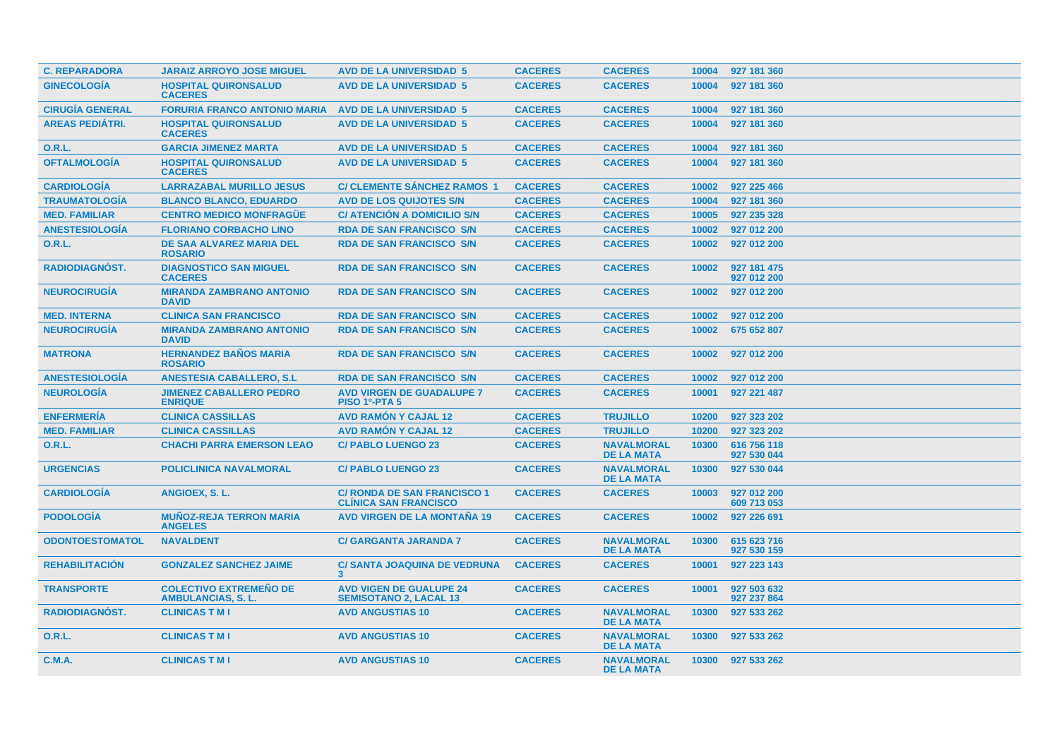| C. REPARADORA | JARAIZ ARROYO JOSE MIGUEL | AVD DE LA UNIVERSIDAD 5 | CACERES | CACERES | 10004 | 927 181 360 |
|---|---|---|---|---|---|---|
| GINECOLOGÍA | HOSPITAL QUIRONSALUD CACERES | AVD DE LA UNIVERSIDAD 5 | CACERES | CACERES | 10004 | 927 181 360 |
| CIRUGÍA GENERAL | FORURIA FRANCO ANTONIO MARIA | AVD DE LA UNIVERSIDAD 5 | CACERES | CACERES | 10004 | 927 181 360 |
| AREAS PEDIÁTRI. | HOSPITAL QUIRONSALUD CACERES | AVD DE LA UNIVERSIDAD 5 | CACERES | CACERES | 10004 | 927 181 360 |
| O.R.L. | GARCIA JIMENEZ MARTA | AVD DE LA UNIVERSIDAD 5 | CACERES | CACERES | 10004 | 927 181 360 |
| OFTALMOLOGÍA | HOSPITAL QUIRONSALUD CACERES | AVD DE LA UNIVERSIDAD 5 | CACERES | CACERES | 10004 | 927 181 360 |
| CARDIOLOGÍA | LARRAZABAL MURILLO JESUS | C/ CLEMENTE SÁNCHEZ RAMOS 1 | CACERES | CACERES | 10002 | 927 225 466 |
| TRAUMATOLOGÍA | BLANCO BLANCO, EDUARDO | AVD DE LOS QUIJOTES S/N | CACERES | CACERES | 10004 | 927 181 360 |
| MED. FAMILIAR | CENTRO MEDICO MONFRAGÜE | C/ ATENCIÓN A DOMICILIO S/N | CACERES | CACERES | 10005 | 927 235 328 |
| ANESTESIOLOGÍA | FLORIANO CORBACHO LINO | RDA DE SAN FRANCISCO S/N | CACERES | CACERES | 10002 | 927 012 200 |
| O.R.L. | DE SAA ALVAREZ MARIA DEL ROSARIO | RDA DE SAN FRANCISCO S/N | CACERES | CACERES | 10002 | 927 012 200 |
| RADIODIAGNÓST. | DIAGNOSTICO SAN MIGUEL CACERES | RDA DE SAN FRANCISCO S/N | CACERES | CACERES | 10002 | 927 181 475<br>927 012 200 |
| NEUROCIRUGÍA | MIRANDA ZAMBRANO ANTONIO DAVID | RDA DE SAN FRANCISCO S/N | CACERES | CACERES | 10002 | 927 012 200 |
| MED. INTERNA | CLINICA SAN FRANCISCO | RDA DE SAN FRANCISCO S/N | CACERES | CACERES | 10002 | 927 012 200 |
| NEUROCIRUGÍA | MIRANDA ZAMBRANO ANTONIO DAVID | RDA DE SAN FRANCISCO S/N | CACERES | CACERES | 10002 | 675 652 807 |
| MATRONA | HERNANDEZ BAÑOS MARIA ROSARIO | RDA DE SAN FRANCISCO S/N | CACERES | CACERES | 10002 | 927 012 200 |
| ANESTESIOLOGÍA | ANESTESIA CABALLERO, S.L | RDA DE SAN FRANCISCO S/N | CACERES | CACERES | 10002 | 927 012 200 |
| NEUROLOGÍA | JIMENEZ CABALLERO PEDRO ENRIQUE | AVD VIRGEN DE GUADALUPE 7 PISO 1º-PTA 5 | CACERES | CACERES | 10001 | 927 221 487 |
| ENFERMERÍA | CLINICA CASSILLAS | AVD RAMÓN Y CAJAL 12 | CACERES | TRUJILLO | 10200 | 927 323 202 |
| MED. FAMILIAR | CLINICA CASSILLAS | AVD RAMÓN Y CAJAL 12 | CACERES | TRUJILLO | 10200 | 927 323 202 |
| O.R.L. | CHACHI PARRA EMERSON LEAO | C/ PABLO LUENGO 23 | CACERES | NAVALMORAL DE LA MATA | 10300 | 616 756 118<br>927 530 044 |
| URGENCIAS | POLICLINICA NAVALMORAL | C/ PABLO LUENGO 23 | CACERES | NAVALMORAL DE LA MATA | 10300 | 927 530 044 |
| CARDIOLOGÍA | ANGIOEX, S. L. | C/ RONDA DE SAN FRANCISCO 1 CLÍNICA SAN FRANCISCO | CACERES | CACERES | 10003 | 927 012 200<br>609 713 053 |
| PODOLOGÍA | MUÑOZ-REJA TERRON MARIA ANGELES | AVD VIRGEN DE LA MONTAÑA 19 | CACERES | CACERES | 10002 | 927 226 691 |
| ODONTOESTOMATOL | NAVALDENT | C/ GARGANTA JARANDA 7 | CACERES | NAVALMORAL DE LA MATA | 10300 | 615 623 716<br>927 530 159 |
| REHABILITACIÓN | GONZALEZ SANCHEZ JAIME | C/ SANTA JOAQUINA DE VEDRUNA 3 | CACERES | CACERES | 10001 | 927 223 143 |
| TRANSPORTE | COLECTIVO EXTREMEÑO DE AMBULANCIAS, S. L. | AVD VIGEN DE GUALUPE 24 SEMISOTANO 2, LACAL 13 | CACERES | CACERES | 10001 | 927 503 632<br>927 237 864 |
| RADIODIAGNÓST. | CLINICAS T M I | AVD ANGUSTIAS 10 | CACERES | NAVALMORAL DE LA MATA | 10300 | 927 533 262 |
| O.R.L. | CLINICAS T M I | AVD ANGUSTIAS 10 | CACERES | NAVALMORAL DE LA MATA | 10300 | 927 533 262 |
| C.M.A. | CLINICAS T M I | AVD ANGUSTIAS 10 | CACERES | NAVALMORAL DE LA MATA | 10300 | 927 533 262 |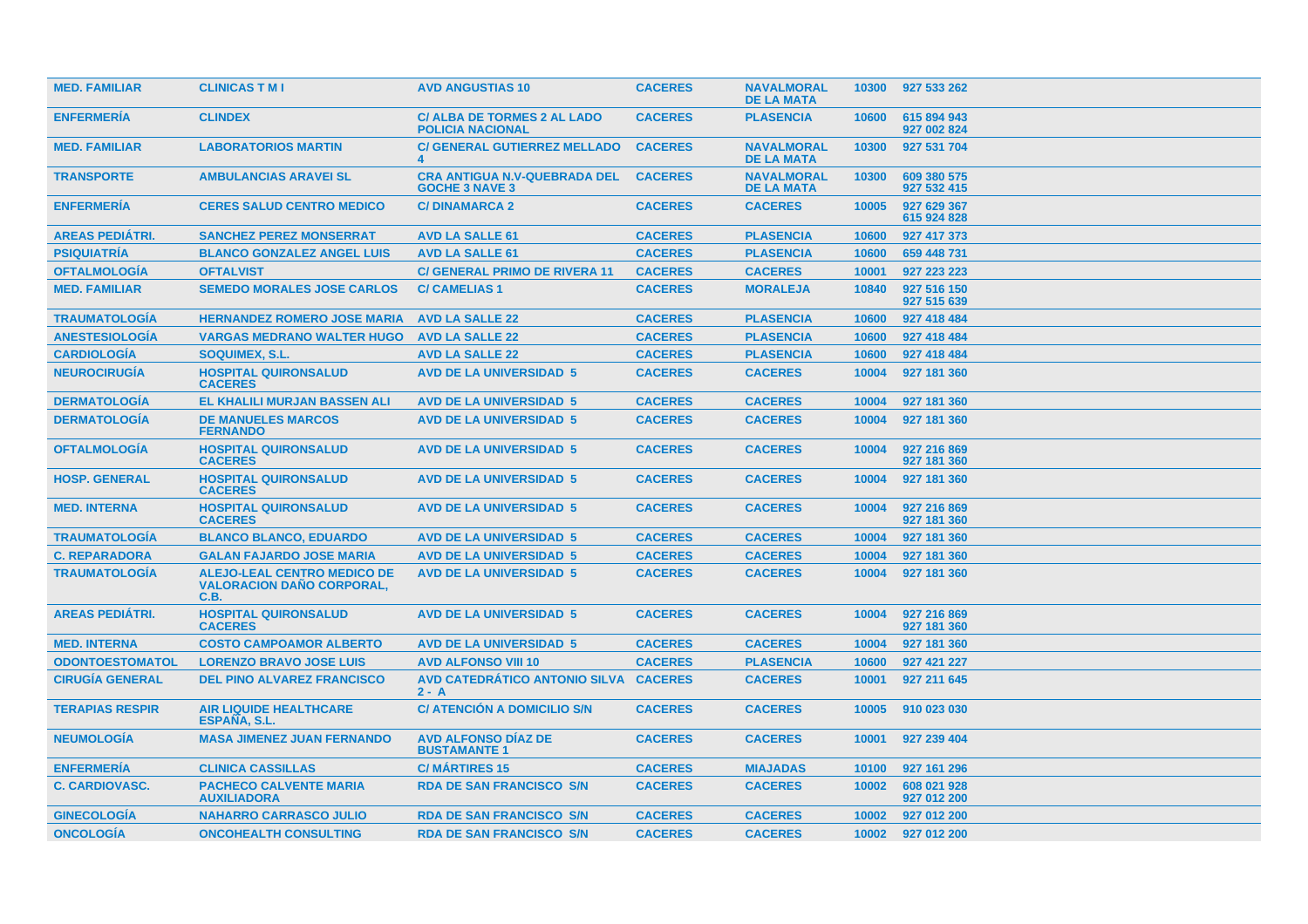| | | | | | | |
|---|---|---|---|---|---|---|
| **MED. FAMILIAR** | **CLINICAS T M I** | **AVD ANGUSTIAS 10** | **CACERES** | **NAVALMORAL DE LA MATA** | **10300** | **927 533 262** |
| **ENFERMERÍA** | **CLINDEX** | **C/ ALBA DE TORMES 2 AL LADO POLICIA NACIONAL** | **CACERES** | **PLASENCIA** | **10600** | **615 894 943 927 002 824** |
| **MED. FAMILIAR** | **LABORATORIOS MARTIN** | **C/ GENERAL GUTIERREZ MELLADO 4** | **CACERES** | **NAVALMORAL DE LA MATA** | **10300** | **927 531 704** |
| **TRANSPORTE** | **AMBULANCIAS ARAVEI SL** | **CRA ANTIGUA N.V-QUEBRADA DEL GOCHE 3 NAVE 3** | **CACERES** | **NAVALMORAL DE LA MATA** | **10300** | **609 380 575 927 532 415** |
| **ENFERMERÍA** | **CERES SALUD CENTRO MEDICO** | **C/ DINAMARCA 2** | **CACERES** | **CACERES** | **10005** | **927 629 367 615 924 828** |
| **AREAS PEDIÁTRI.** | **SANCHEZ PEREZ MONSERRAT** | **AVD LA SALLE 61** | **CACERES** | **PLASENCIA** | **10600** | **927 417 373** |
| **PSIQUIATRÍA** | **BLANCO GONZALEZ ANGEL LUIS** | **AVD LA SALLE 61** | **CACERES** | **PLASENCIA** | **10600** | **659 448 731** |
| **OFTALMOLOGÍA** | **OFTALVIST** | **C/ GENERAL PRIMO DE RIVERA 11** | **CACERES** | **CACERES** | **10001** | **927 223 223** |
| **MED. FAMILIAR** | **SEMEDO MORALES JOSE CARLOS** | **C/ CAMELIAS 1** | **CACERES** | **MORALEJA** | **10840** | **927 516 150 927 515 639** |
| **TRAUMATOLOGÍA** | **HERNANDEZ ROMERO JOSE MARIA** | **AVD LA SALLE 22** | **CACERES** | **PLASENCIA** | **10600** | **927 418 484** |
| **ANESTESIOLOGÍA** | **VARGAS MEDRANO WALTER HUGO** | **AVD LA SALLE 22** | **CACERES** | **PLASENCIA** | **10600** | **927 418 484** |
| **CARDIOLOGÍA** | **SOQUIMEX, S.L.** | **AVD LA SALLE 22** | **CACERES** | **PLASENCIA** | **10600** | **927 418 484** |
| **NEUROCIRUGÍA** | **HOSPITAL QUIRONSALUD CACERES** | **AVD DE LA UNIVERSIDAD 5** | **CACERES** | **CACERES** | **10004** | **927 181 360** |
| **DERMATOLOGÍA** | **EL KHALILI MURJAN BASSEN ALI** | **AVD DE LA UNIVERSIDAD 5** | **CACERES** | **CACERES** | **10004** | **927 181 360** |
| **DERMATOLOGÍA** | **DE MANUELES MARCOS FERNANDO** | **AVD DE LA UNIVERSIDAD 5** | **CACERES** | **CACERES** | **10004** | **927 181 360** |
| **OFTALMOLOGÍA** | **HOSPITAL QUIRONSALUD CACERES** | **AVD DE LA UNIVERSIDAD 5** | **CACERES** | **CACERES** | **10004** | **927 216 869 927 181 360** |
| **HOSP. GENERAL** | **HOSPITAL QUIRONSALUD CACERES** | **AVD DE LA UNIVERSIDAD 5** | **CACERES** | **CACERES** | **10004** | **927 181 360** |
| **MED. INTERNA** | **HOSPITAL QUIRONSALUD CACERES** | **AVD DE LA UNIVERSIDAD 5** | **CACERES** | **CACERES** | **10004** | **927 216 869 927 181 360** |
| **TRAUMATOLOGÍA** | **BLANCO BLANCO, EDUARDO** | **AVD DE LA UNIVERSIDAD 5** | **CACERES** | **CACERES** | **10004** | **927 181 360** |
| **C. REPARADORA** | **GALAN FAJARDO JOSE MARIA** | **AVD DE LA UNIVERSIDAD 5** | **CACERES** | **CACERES** | **10004** | **927 181 360** |
| **TRAUMATOLOGÍA** | **ALEJO-LEAL CENTRO MEDICO DE VALORACION DAÑO CORPORAL, C.B.** | **AVD DE LA UNIVERSIDAD 5** | **CACERES** | **CACERES** | **10004** | **927 181 360** |
| **AREAS PEDIÁTRI.** | **HOSPITAL QUIRONSALUD CACERES** | **AVD DE LA UNIVERSIDAD 5** | **CACERES** | **CACERES** | **10004** | **927 216 869 927 181 360** |
| **MED. INTERNA** | **COSTO CAMPOAMOR ALBERTO** | **AVD DE LA UNIVERSIDAD 5** | **CACERES** | **CACERES** | **10004** | **927 181 360** |
| **ODONTOESTOMATOL** | **LORENZO BRAVO JOSE LUIS** | **AVD ALFONSO VIII 10** | **CACERES** | **PLASENCIA** | **10600** | **927 421 227** |
| **CIRUGÍA GENERAL** | **DEL PINO ALVAREZ FRANCISCO** | **AVD CATEDRÁTICO ANTONIO SILVA 2 - A** | **CACERES** | **CACERES** | **10001** | **927 211 645** |
| **TERAPIAS RESPIR** | **AIR LIQUIDE HEALTHCARE ESPAÑA, S.L.** | **C/ ATENCIÓN A DOMICILIO S/N** | **CACERES** | **CACERES** | **10005** | **910 023 030** |
| **NEUMOLOGÍA** | **MASA JIMENEZ JUAN FERNANDO** | **AVD ALFONSO DÍAZ DE BUSTAMANTE 1** | **CACERES** | **CACERES** | **10001** | **927 239 404** |
| **ENFERMERÍA** | **CLINICA CASSILLAS** | **C/ MÁRTIRES 15** | **CACERES** | **MIAJADAS** | **10100** | **927 161 296** |
| **C. CARDIOVASC.** | **PACHECO CALVENTE MARIA AUXILIADORA** | **RDA DE SAN FRANCISCO S/N** | **CACERES** | **CACERES** | **10002** | **608 021 928 927 012 200** |
| **GINECOLOGÍA** | **NAHARRO CARRASCO JULIO** | **RDA DE SAN FRANCISCO S/N** | **CACERES** | **CACERES** | **10002** | **927 012 200** |
| **ONCOLOGÍA** | **ONCOHEALTH CONSULTING** | **RDA DE SAN FRANCISCO S/N** | **CACERES** | **CACERES** | **10002** | **927 012 200** |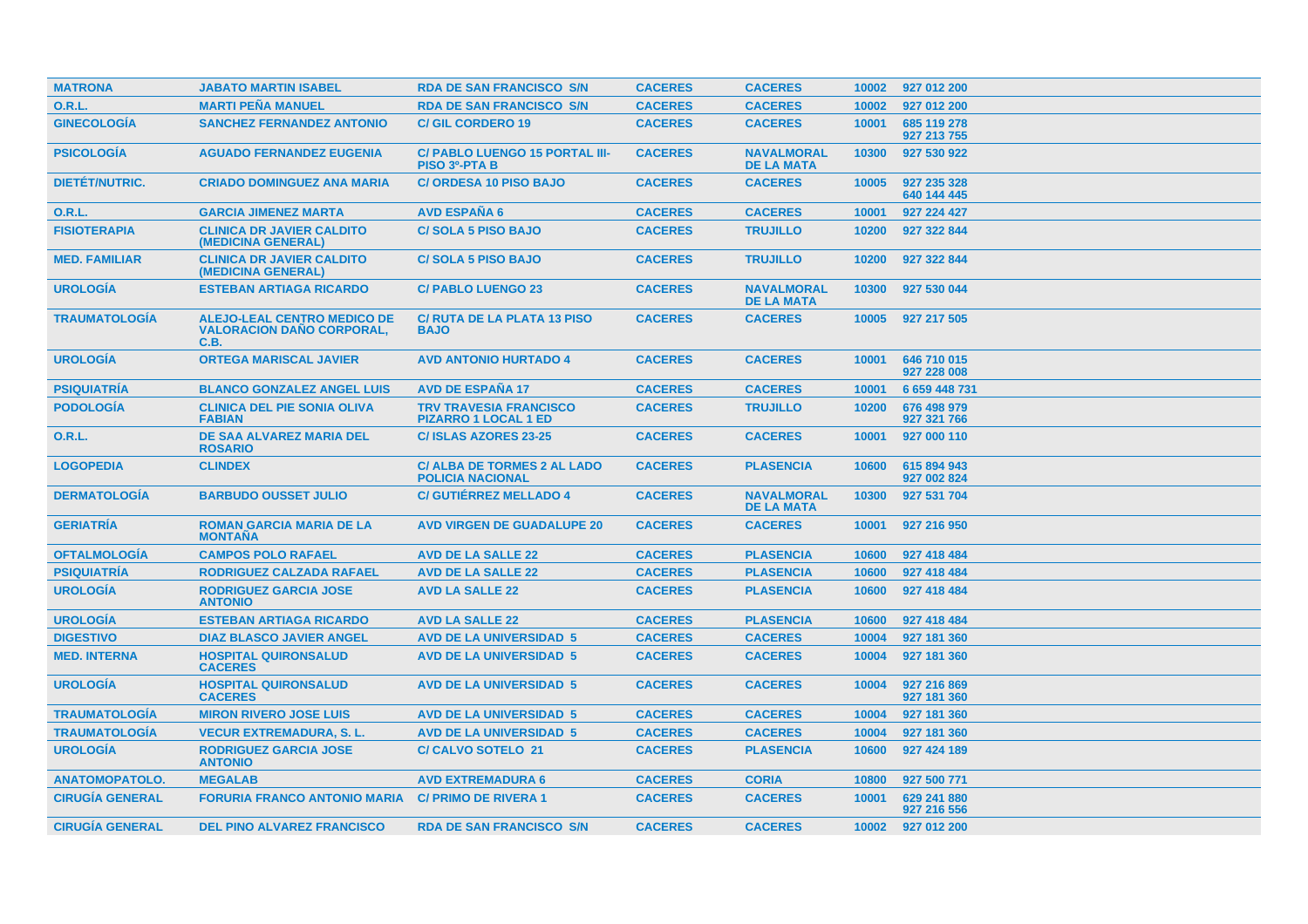| | | | | | | |
|---|---|---|---|---|---|---|
| **MATRONA** | **JABATO MARTIN ISABEL** | **RDA DE SAN FRANCISCO S/N** | **CACERES** | **CACERES** | 10002 | 927 012 200 |
| **O.R.L.** | **MARTI PEÑA MANUEL** | **RDA DE SAN FRANCISCO S/N** | **CACERES** | **CACERES** | 10002 | 927 012 200 |
| **GINECOLOGÍA** | **SANCHEZ FERNANDEZ ANTONIO** | **C/ GIL CORDERO 19** | **CACERES** | **CACERES** | 10001 | 685 119 278<br>927 213 755 |
| **PSICOLOGÍA** | **AGUADO FERNANDEZ EUGENIA** | **C/ PABLO LUENGO 15 PORTAL III-PISO 3º-PTA B** | **CACERES** | **NAVALMORAL DE LA MATA** | 10300 | 927 530 922 |
| **DIETÉT/NUTRIC.** | **CRIADO DOMINGUEZ ANA MARIA** | **C/ ORDESA 10 PISO BAJO** | **CACERES** | **CACERES** | 10005 | 927 235 328<br>640 144 445 |
| **O.R.L.** | **GARCIA JIMENEZ MARTA** | **AVD ESPAÑA 6** | **CACERES** | **CACERES** | 10001 | 927 224 427 |
| **FISIOTERAPIA** | **CLINICA DR JAVIER CALDITO (MEDICINA GENERAL)** | **C/ SOLA 5 PISO BAJO** | **CACERES** | **TRUJILLO** | 10200 | 927 322 844 |
| **MED. FAMILIAR** | **CLINICA DR JAVIER CALDITO (MEDICINA GENERAL)** | **C/ SOLA 5 PISO BAJO** | **CACERES** | **TRUJILLO** | 10200 | 927 322 844 |
| **UROLOGÍA** | **ESTEBAN ARTIAGA RICARDO** | **C/ PABLO LUENGO 23** | **CACERES** | **NAVALMORAL DE LA MATA** | 10300 | 927 530 044 |
| **TRAUMATOLOGÍA** | **ALEJO-LEAL CENTRO MEDICO DE VALORACION DAÑO CORPORAL, C.B.** | **C/ RUTA DE LA PLATA 13 PISO BAJO** | **CACERES** | **CACERES** | 10005 | 927 217 505 |
| **UROLOGÍA** | **ORTEGA MARISCAL JAVIER** | **AVD ANTONIO HURTADO 4** | **CACERES** | **CACERES** | 10001 | 646 710 015<br>927 228 008 |
| **PSIQUIATRÍA** | **BLANCO GONZALEZ ANGEL LUIS** | **AVD DE ESPAÑA 17** | **CACERES** | **CACERES** | 10001 | 6 659 448 731 |
| **PODOLOGÍA** | **CLINICA DEL PIE SONIA OLIVA FABIAN** | **TRV TRAVESIA FRANCISCO PIZARRO 1 LOCAL 1 ED** | **CACERES** | **TRUJILLO** | 10200 | 676 498 979<br>927 321 766 |
| **O.R.L.** | **DE SAA ALVAREZ MARIA DEL ROSARIO** | **C/ ISLAS AZORES 23-25** | **CACERES** | **CACERES** | 10001 | 927 000 110 |
| **LOGOPEDIA** | **CLINDEX** | **C/ ALBA DE TORMES 2 AL LADO POLICIA NACIONAL** | **CACERES** | **PLASENCIA** | 10600 | 615 894 943<br>927 002 824 |
| **DERMATOLOGÍA** | **BARBUDO OUSSET JULIO** | **C/ GUTIÉRREZ MELLADO 4** | **CACERES** | **NAVALMORAL DE LA MATA** | 10300 | 927 531 704 |
| **GERIATRÍA** | **ROMAN GARCIA MARIA DE LA MONTAÑA** | **AVD VIRGEN DE GUADALUPE 20** | **CACERES** | **CACERES** | 10001 | 927 216 950 |
| **OFTALMOLOGÍA** | **CAMPOS POLO RAFAEL** | **AVD DE LA SALLE 22** | **CACERES** | **PLASENCIA** | 10600 | 927 418 484 |
| **PSIQUIATRÍA** | **RODRIGUEZ CALZADA RAFAEL** | **AVD DE LA SALLE 22** | **CACERES** | **PLASENCIA** | 10600 | 927 418 484 |
| **UROLOGÍA** | **RODRIGUEZ GARCIA JOSE ANTONIO** | **AVD LA SALLE 22** | **CACERES** | **PLASENCIA** | 10600 | 927 418 484 |
| **UROLOGÍA** | **ESTEBAN ARTIAGA RICARDO** | **AVD LA SALLE 22** | **CACERES** | **PLASENCIA** | 10600 | 927 418 484 |
| **DIGESTIVO** | **DIAZ BLASCO JAVIER ANGEL** | **AVD DE LA UNIVERSIDAD 5** | **CACERES** | **CACERES** | 10004 | 927 181 360 |
| **MED. INTERNA** | **HOSPITAL QUIRONSALUD CACERES** | **AVD DE LA UNIVERSIDAD 5** | **CACERES** | **CACERES** | 10004 | 927 181 360 |
| **UROLOGÍA** | **HOSPITAL QUIRONSALUD CACERES** | **AVD DE LA UNIVERSIDAD 5** | **CACERES** | **CACERES** | 10004 | 927 216 869<br>927 181 360 |
| **TRAUMATOLOGÍA** | **MIRON RIVERO JOSE LUIS** | **AVD DE LA UNIVERSIDAD 5** | **CACERES** | **CACERES** | 10004 | 927 181 360 |
| **TRAUMATOLOGÍA** | **VECUR EXTREMADURA, S. L.** | **AVD DE LA UNIVERSIDAD 5** | **CACERES** | **CACERES** | 10004 | 927 181 360 |
| **UROLOGÍA** | **RODRIGUEZ GARCIA JOSE ANTONIO** | **C/ CALVO SOTELO 21** | **CACERES** | **PLASENCIA** | 10600 | 927 424 189 |
| **ANATOMOPATOLO.** | **MEGALAB** | **AVD EXTREMADURA 6** | **CACERES** | **CORIA** | 10800 | 927 500 771 |
| **CIRUGÍA GENERAL** | **FORURIA FRANCO ANTONIO MARIA** | **C/ PRIMO DE RIVERA 1** | **CACERES** | **CACERES** | 10001 | 629 241 880<br>927 216 556 |
| **CIRUGÍA GENERAL** | **DEL PINO ALVAREZ FRANCISCO** | **RDA DE SAN FRANCISCO S/N** | **CACERES** | **CACERES** | 10002 | 927 012 200 |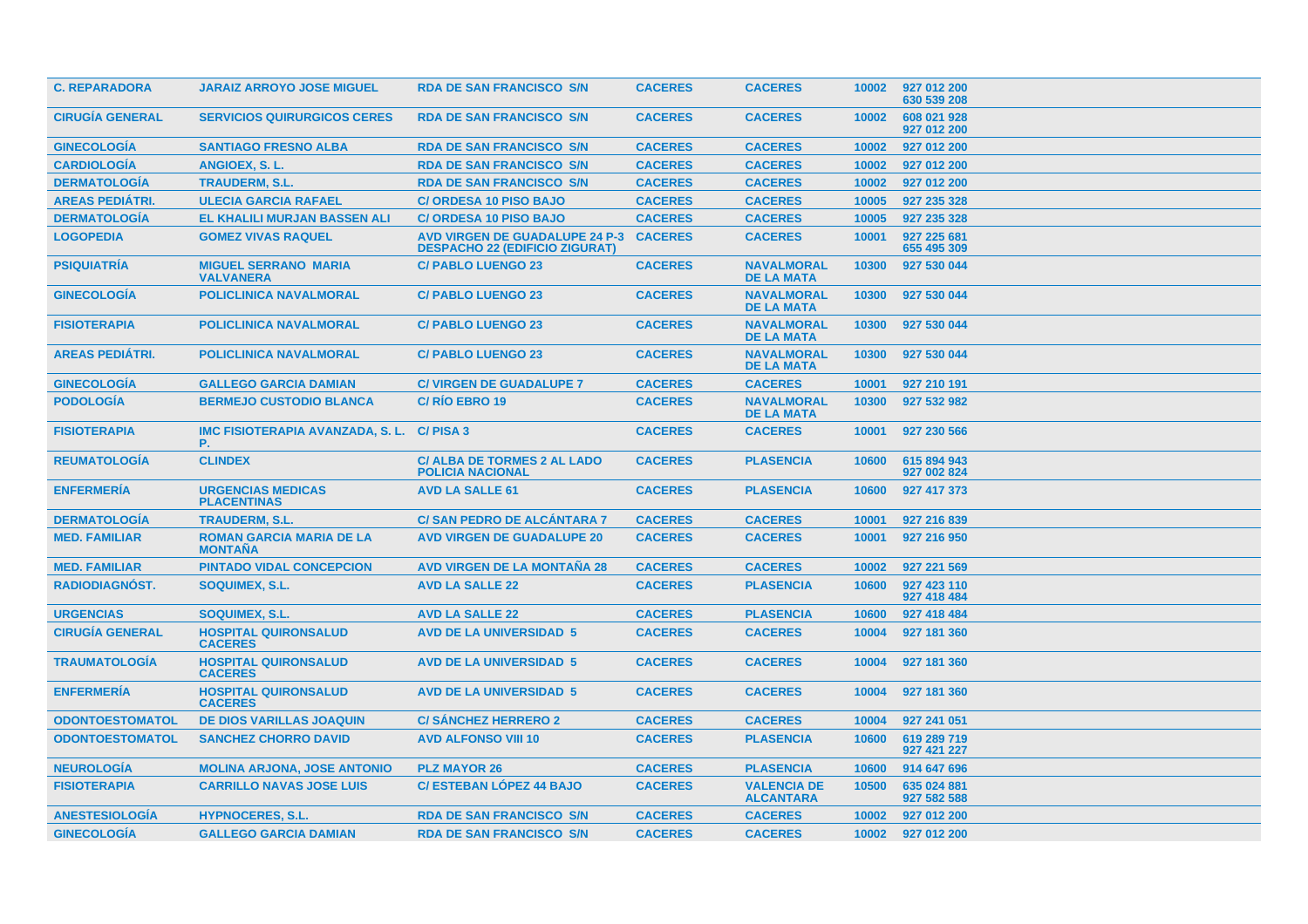| | | | | | | |
|---|---|---|---|---|---|---|
| C. REPARADORA | JARAIZ ARROYO JOSE MIGUEL | RDA DE SAN FRANCISCO S/N | CACERES | CACERES | 10002 | 927 012 200 630 539 208 |
| CIRUGÍA GENERAL | SERVICIOS QUIRURGICOS CERES | RDA DE SAN FRANCISCO S/N | CACERES | CACERES | 10002 | 608 021 928 927 012 200 |
| GINECOLOGÍA | SANTIAGO FRESNO ALBA | RDA DE SAN FRANCISCO S/N | CACERES | CACERES | 10002 | 927 012 200 |
| CARDIOLOGÍA | ANGIOEX, S. L. | RDA DE SAN FRANCISCO S/N | CACERES | CACERES | 10002 | 927 012 200 |
| DERMATOLOGÍA | TRAUDERM, S.L. | RDA DE SAN FRANCISCO S/N | CACERES | CACERES | 10002 | 927 012 200 |
| AREAS PEDIÁTRI. | ULECIA GARCIA RAFAEL | C/ ORDESA 10 PISO BAJO | CACERES | CACERES | 10005 | 927 235 328 |
| DERMATOLOGÍA | EL KHALILI MURJAN BASSEN ALI | C/ ORDESA 10 PISO BAJO | CACERES | CACERES | 10005 | 927 235 328 |
| LOGOPEDIA | GOMEZ VIVAS RAQUEL | AVD VIRGEN DE GUADALUPE 24 P-3 DESPACHO 22 (EDIFICIO ZIGURAT) | CACERES | CACERES | 10001 | 927 225 681 655 495 309 |
| PSIQUIATRÍA | MIGUEL SERRANO MARIA VALVANERA | C/ PABLO LUENGO 23 | CACERES | NAVALMORAL DE LA MATA | 10300 | 927 530 044 |
| GINECOLOGÍA | POLICLINICA NAVALMORAL | C/ PABLO LUENGO 23 | CACERES | NAVALMORAL DE LA MATA | 10300 | 927 530 044 |
| FISIOTERAPIA | POLICLINICA NAVALMORAL | C/ PABLO LUENGO 23 | CACERES | NAVALMORAL DE LA MATA | 10300 | 927 530 044 |
| AREAS PEDIÁTRI. | POLICLINICA NAVALMORAL | C/ PABLO LUENGO 23 | CACERES | NAVALMORAL DE LA MATA | 10300 | 927 530 044 |
| GINECOLOGÍA | GALLEGO GARCIA DAMIAN | C/ VIRGEN DE GUADALUPE 7 | CACERES | CACERES | 10001 | 927 210 191 |
| PODOLOGÍA | BERMEJO CUSTODIO BLANCA | C/ RÍO EBRO 19 | CACERES | NAVALMORAL DE LA MATA | 10300 | 927 532 982 |
| FISIOTERAPIA | IMC FISIOTERAPIA AVANZADA, S. L. P. | C/ PISA 3 | CACERES | CACERES | 10001 | 927 230 566 |
| REUMATOLOGÍA | CLINDEX | C/ ALBA DE TORMES 2 AL LADO POLICIA NACIONAL | CACERES | PLASENCIA | 10600 | 615 894 943 927 002 824 |
| ENFERMERÍA | URGENCIAS MEDICAS PLACENTINAS | AVD LA SALLE 61 | CACERES | PLASENCIA | 10600 | 927 417 373 |
| DERMATOLOGÍA | TRAUDERM, S.L. | C/ SAN PEDRO DE ALCÁNTARA 7 | CACERES | CACERES | 10001 | 927 216 839 |
| MED. FAMILIAR | ROMAN GARCIA MARIA DE LA MONTAÑA | AVD VIRGEN DE GUADALUPE 20 | CACERES | CACERES | 10001 | 927 216 950 |
| MED. FAMILIAR | PINTADO VIDAL CONCEPCION | AVD VIRGEN DE LA MONTAÑA 28 | CACERES | CACERES | 10002 | 927 221 569 |
| RADIODIAGNÓST. | SOQUIMEX, S.L. | AVD LA SALLE 22 | CACERES | PLASENCIA | 10600 | 927 423 110 927 418 484 |
| URGENCIAS | SOQUIMEX, S.L. | AVD LA SALLE 22 | CACERES | PLASENCIA | 10600 | 927 418 484 |
| CIRUGÍA GENERAL | HOSPITAL QUIRONSALUD CACERES | AVD DE LA UNIVERSIDAD 5 | CACERES | CACERES | 10004 | 927 181 360 |
| TRAUMATOLOGÍA | HOSPITAL QUIRONSALUD CACERES | AVD DE LA UNIVERSIDAD 5 | CACERES | CACERES | 10004 | 927 181 360 |
| ENFERMERÍA | HOSPITAL QUIRONSALUD CACERES | AVD DE LA UNIVERSIDAD 5 | CACERES | CACERES | 10004 | 927 181 360 |
| ODONTOESTOMATOL | DE DIOS VARILLAS JOAQUIN | C/ SÁNCHEZ HERRERO 2 | CACERES | CACERES | 10004 | 927 241 051 |
| ODONTOESTOMATOL | SANCHEZ CHORRO DAVID | AVD ALFONSO VIII 10 | CACERES | PLASENCIA | 10600 | 619 289 719 927 421 227 |
| NEUROLOGÍA | MOLINA ARJONA, JOSE ANTONIO | PLZ MAYOR 26 | CACERES | PLASENCIA | 10600 | 914 647 696 |
| FISIOTERAPIA | CARRILLO NAVAS JOSE LUIS | C/ ESTEBAN LÓPEZ 44 BAJO | CACERES | VALENCIA DE ALCANTARA | 10500 | 635 024 881 927 582 588 |
| ANESTESIOLOGÍA | HYPNOCERES, S.L. | RDA DE SAN FRANCISCO S/N | CACERES | CACERES | 10002 | 927 012 200 |
| GINECOLOGÍA | GALLEGO GARCIA DAMIAN | RDA DE SAN FRANCISCO S/N | CACERES | CACERES | 10002 | 927 012 200 |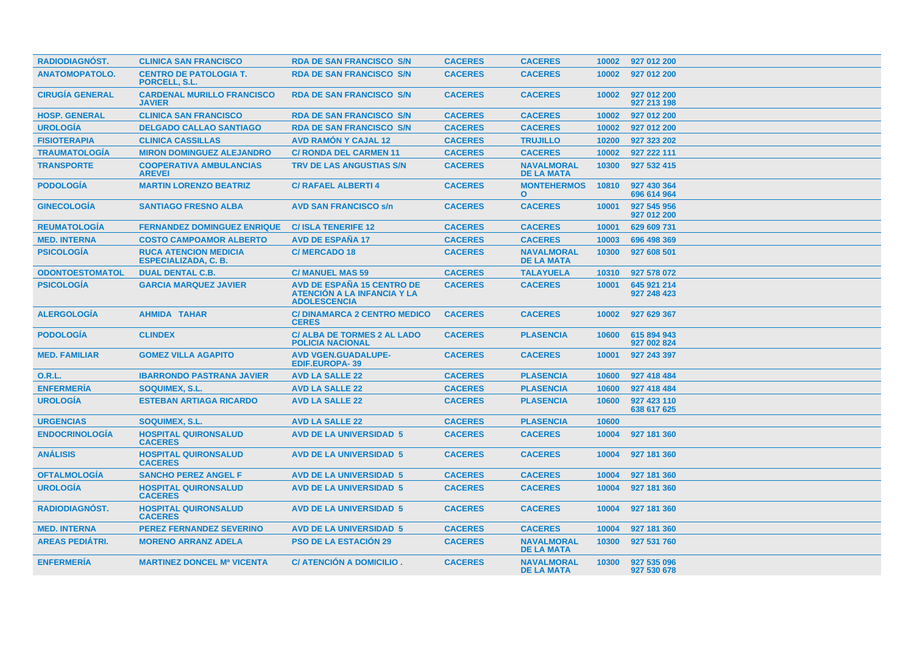| RADIODIAGNÓST. | CLINICA SAN FRANCISCO | RDA DE SAN FRANCISCO S/N | CACERES | CACERES | 10002 | 927 012 200 |
|---|---|---|---|---|---|---|
| ANATOMOPATOLO. | CENTRO DE PATOLOGIA T. PORCELL, S.L. | RDA DE SAN FRANCISCO S/N | CACERES | CACERES | 10002 | 927 012 200 |
| CIRUGÍA GENERAL | CARDENAL MURILLO FRANCISCO JAVIER | RDA DE SAN FRANCISCO S/N | CACERES | CACERES | 10002 | 927 012 200<br>927 213 198 |
| HOSP. GENERAL | CLINICA SAN FRANCISCO | RDA DE SAN FRANCISCO S/N | CACERES | CACERES | 10002 | 927 012 200 |
| UROLOGÍA | DELGADO CALLAO SANTIAGO | RDA DE SAN FRANCISCO S/N | CACERES | CACERES | 10002 | 927 012 200 |
| FISIOTERAPIA | CLINICA CASSILLAS | AVD RAMÓN Y CAJAL 12 | CACERES | TRUJILLO | 10200 | 927 323 202 |
| TRAUMATOLOGÍA | MIRON DOMINGUEZ ALEJANDRO | C/ RONDA DEL CARMEN 11 | CACERES | CACERES | 10002 | 927 222 111 |
| TRANSPORTE | COOPERATIVA AMBULANCIAS AREVEI | TRV DE LAS ANGUSTIAS S/N | CACERES | NAVALMORAL DE LA MATA | 10300 | 927 532 415 |
| PODOLOGÍA | MARTIN LORENZO BEATRIZ | C/ RAFAEL ALBERTI 4 | CACERES | MONTEHERMOSO | 10810 | 927 430 364<br>696 614 964 |
| GINECOLOGÍA | SANTIAGO FRESNO ALBA | AVD SAN FRANCISCO s/n | CACERES | CACERES | 10001 | 927 545 956<br>927 012 200 |
| REUMATOLOGÍA | FERNANDEZ DOMINGUEZ ENRIQUE | C/ ISLA TENERIFE 12 | CACERES | CACERES | 10001 | 629 609 731 |
| MED. INTERNA | COSTO CAMPOAMOR ALBERTO | AVD DE ESPAÑA 17 | CACERES | CACERES | 10003 | 696 498 369 |
| PSICOLOGÍA | RUCA ATENCION MEDICIA ESPECIALIZADA, C. B. | C/ MERCADO 18 | CACERES | NAVALMORAL DE LA MATA | 10300 | 927 608 501 |
| ODONTOESTOMATOL | DUAL DENTAL C.B. | C/ MANUEL MAS 59 | CACERES | TALAYUELA | 10310 | 927 578 072 |
| PSICOLOGÍA | GARCIA MARQUEZ JAVIER | AVD DE ESPAÑA 15 CENTRO DE ATENCIÓN A LA INFANCIA Y LA ADOLESCENCIA | CACERES | CACERES | 10001 | 645 921 214<br>927 248 423 |
| ALERGOLOGÍA | AHMIDA TAHAR | C/ DINAMARCA 2 CENTRO MEDICO CERES | CACERES | CACERES | 10002 | 927 629 367 |
| PODOLOGÍA | CLINDEX | C/ ALBA DE TORMES 2 AL LADO POLICIA NACIONAL | CACERES | PLASENCIA | 10600 | 615 894 943<br>927 002 824 |
| MED. FAMILIAR | GOMEZ VILLA AGAPITO | AVD VGEN.GUADALUPE-EDIF.EUROPA- 39 | CACERES | CACERES | 10001 | 927 243 397 |
| O.R.L. | IBARRONDO PASTRANA JAVIER | AVD LA SALLE 22 | CACERES | PLASENCIA | 10600 | 927 418 484 |
| ENFERMERÍA | SOQUIMEX, S.L. | AVD LA SALLE 22 | CACERES | PLASENCIA | 10600 | 927 418 484 |
| UROLOGÍA | ESTEBAN ARTIAGA RICARDO | AVD LA SALLE 22 | CACERES | PLASENCIA | 10600 | 927 423 110<br>638 617 625 |
| URGENCIAS | SOQUIMEX, S.L. | AVD LA SALLE 22 | CACERES | PLASENCIA | 10600 | |
| ENDOCRINOLOGÍA | HOSPITAL QUIRONSALUD CACERES | AVD DE LA UNIVERSIDAD 5 | CACERES | CACERES | 10004 | 927 181 360 |
| ANÁLISIS | HOSPITAL QUIRONSALUD CACERES | AVD DE LA UNIVERSIDAD 5 | CACERES | CACERES | 10004 | 927 181 360 |
| OFTALMOLOGÍA | SANCHO PEREZ ANGEL F | AVD DE LA UNIVERSIDAD 5 | CACERES | CACERES | 10004 | 927 181 360 |
| UROLOGÍA | HOSPITAL QUIRONSALUD CACERES | AVD DE LA UNIVERSIDAD 5 | CACERES | CACERES | 10004 | 927 181 360 |
| RADIODIAGNÓST. | HOSPITAL QUIRONSALUD CACERES | AVD DE LA UNIVERSIDAD 5 | CACERES | CACERES | 10004 | 927 181 360 |
| MED. INTERNA | PEREZ FERNANDEZ SEVERINO | AVD DE LA UNIVERSIDAD 5 | CACERES | CACERES | 10004 | 927 181 360 |
| AREAS PEDIÁTRI. | MORENO ARRANZ ADELA | PSO DE LA ESTACIÓN 29 | CACERES | NAVALMORAL DE LA MATA | 10300 | 927 531 760 |
| ENFERMERÍA | MARTINEZ DONCEL Mª VICENTA | C/ ATENCIÓN A DOMICILIO . | CACERES | NAVALMORAL DE LA MATA | 10300 | 927 535 096<br>927 530 678 |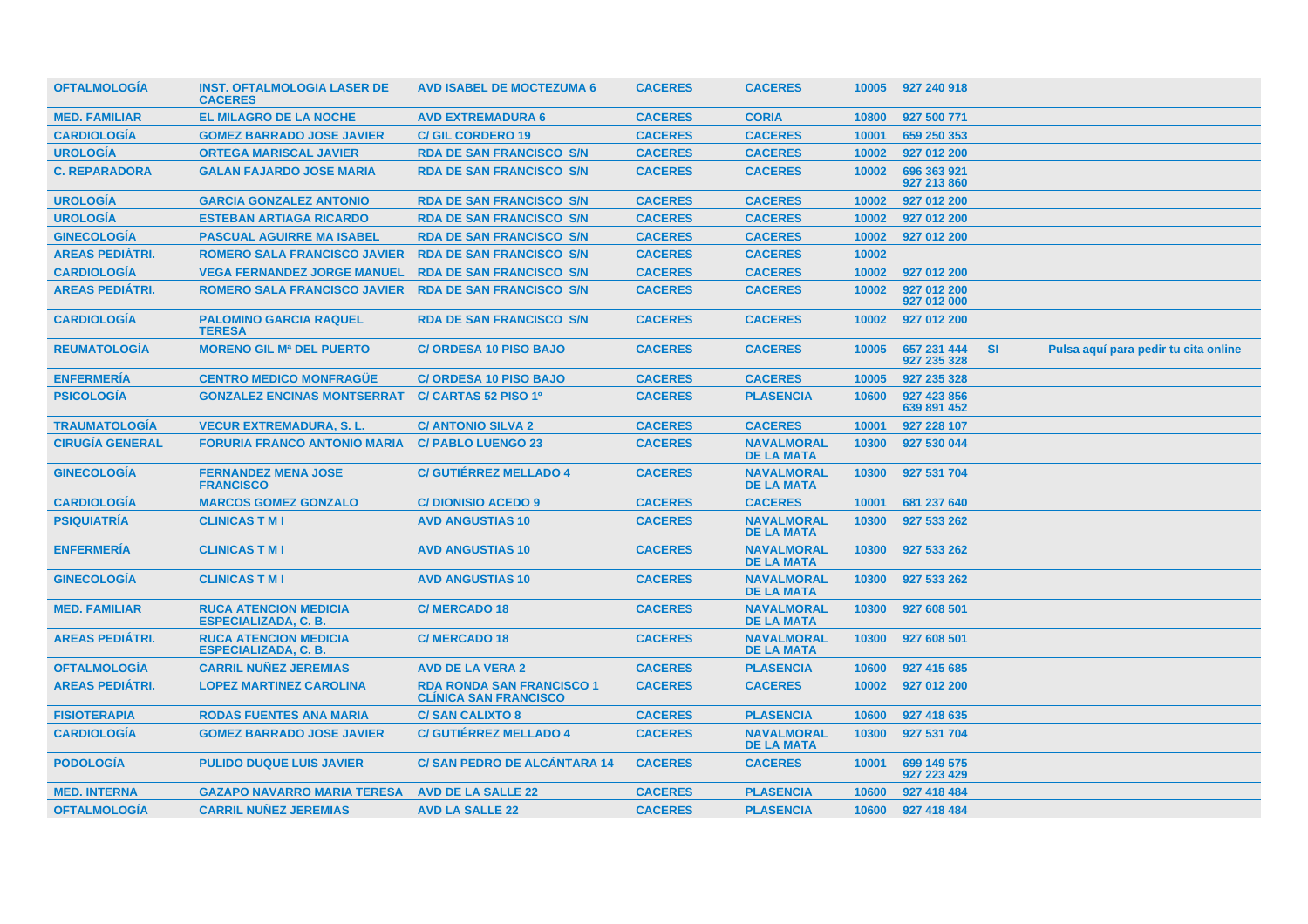| | | | | | | | | |
|---|---|---|---|---|---|---|---|---|
| OFTALMOLOGÍA | INST. OFTALMOLOGIA LASER DE CACERES | AVD ISABEL DE MOCTEZUMA 6 | CACERES | CACERES | 10005 | 927 240 918 | | |
| MED. FAMILIAR | EL MILAGRO DE LA NOCHE | AVD EXTREMADURA 6 | CACERES | CORIA | 10800 | 927 500 771 | | |
| CARDIOLOGÍA | GOMEZ BARRADO JOSE JAVIER | C/ GIL CORDERO 19 | CACERES | CACERES | 10001 | 659 250 353 | | |
| UROLOGÍA | ORTEGA MARISCAL JAVIER | RDA DE SAN FRANCISCO S/N | CACERES | CACERES | 10002 | 927 012 200 | | |
| C. REPARADORA | GALAN FAJARDO JOSE MARIA | RDA DE SAN FRANCISCO S/N | CACERES | CACERES | 10002 | 696 363 921 927 213 860 | | |
| UROLOGÍA | GARCIA GONZALEZ ANTONIO | RDA DE SAN FRANCISCO S/N | CACERES | CACERES | 10002 | 927 012 200 | | |
| UROLOGÍA | ESTEBAN ARTIAGA RICARDO | RDA DE SAN FRANCISCO S/N | CACERES | CACERES | 10002 | 927 012 200 | | |
| GINECOLOGÍA | PASCUAL AGUIRRE MA ISABEL | RDA DE SAN FRANCISCO S/N | CACERES | CACERES | 10002 | 927 012 200 | | |
| AREAS PEDIÁTRI. | ROMERO SALA FRANCISCO JAVIER | RDA DE SAN FRANCISCO S/N | CACERES | CACERES | 10002 | | | |
| CARDIOLOGÍA | VEGA FERNANDEZ JORGE MANUEL | RDA DE SAN FRANCISCO S/N | CACERES | CACERES | 10002 | 927 012 200 | | |
| AREAS PEDIÁTRI. | ROMERO SALA FRANCISCO JAVIER | RDA DE SAN FRANCISCO S/N | CACERES | CACERES | 10002 | 927 012 200 927 012 000 | | |
| CARDIOLOGÍA | PALOMINO GARCIA RAQUEL TERESA | RDA DE SAN FRANCISCO S/N | CACERES | CACERES | 10002 | 927 012 200 | | |
| REUMATOLOGÍA | MORENO GIL Mª DEL PUERTO | C/ ORDESA 10 PISO BAJO | CACERES | CACERES | 10005 | 657 231 444 927 235 328 | SI | Pulsa aquí para pedir tu cita online |
| ENFERMERÍA | CENTRO MEDICO MONFRAGÜE | C/ ORDESA 10 PISO BAJO | CACERES | CACERES | 10005 | 927 235 328 | | |
| PSICOLOGÍA | GONZALEZ ENCINAS MONTSERRAT | C/ CARTAS 52 PISO 1º | CACERES | PLASENCIA | 10600 | 927 423 856 639 891 452 | | |
| TRAUMATOLOGÍA | VECUR EXTREMADURA, S. L. | C/ ANTONIO SILVA 2 | CACERES | CACERES | 10001 | 927 228 107 | | |
| CIRUGÍA GENERAL | FORURIA FRANCO ANTONIO MARIA | C/ PABLO LUENGO 23 | CACERES | NAVALMORAL DE LA MATA | 10300 | 927 530 044 | | |
| GINECOLOGÍA | FERNANDEZ MENA JOSE FRANCISCO | C/ GUTIÉRREZ MELLADO 4 | CACERES | NAVALMORAL DE LA MATA | 10300 | 927 531 704 | | |
| CARDIOLOGÍA | MARCOS GOMEZ GONZALO | C/ DIONISIO ACEDO 9 | CACERES | CACERES | 10001 | 681 237 640 | | |
| PSIQUIATRÍA | CLINICAS T M I | AVD ANGUSTIAS 10 | CACERES | NAVALMORAL DE LA MATA | 10300 | 927 533 262 | | |
| ENFERMERÍA | CLINICAS T M I | AVD ANGUSTIAS 10 | CACERES | NAVALMORAL DE LA MATA | 10300 | 927 533 262 | | |
| GINECOLOGÍA | CLINICAS T M I | AVD ANGUSTIAS 10 | CACERES | NAVALMORAL DE LA MATA | 10300 | 927 533 262 | | |
| MED. FAMILIAR | RUCA ATENCION MEDICIA ESPECIALIZADA, C. B. | C/ MERCADO 18 | CACERES | NAVALMORAL DE LA MATA | 10300 | 927 608 501 | | |
| AREAS PEDIÁTRI. | RUCA ATENCION MEDICIA ESPECIALIZADA, C. B. | C/ MERCADO 18 | CACERES | NAVALMORAL DE LA MATA | 10300 | 927 608 501 | | |
| OFTALMOLOGÍA | CARRIL NUÑEZ JEREMIAS | AVD DE LA VERA 2 | CACERES | PLASENCIA | 10600 | 927 415 685 | | |
| AREAS PEDIÁTRI. | LOPEZ MARTINEZ CAROLINA | RDA RONDA SAN FRANCISCO 1 CLÍNICA SAN FRANCISCO | CACERES | CACERES | 10002 | 927 012 200 | | |
| FISIOTERAPIA | RODAS FUENTES ANA MARIA | C/ SAN CALIXTO 8 | CACERES | PLASENCIA | 10600 | 927 418 635 | | |
| CARDIOLOGÍA | GOMEZ BARRADO JOSE JAVIER | C/ GUTIÉRREZ MELLADO 4 | CACERES | NAVALMORAL DE LA MATA | 10300 | 927 531 704 | | |
| PODOLOGÍA | PULIDO DUQUE LUIS JAVIER | C/ SAN PEDRO DE ALCÁNTARA 14 | CACERES | CACERES | 10001 | 699 149 575 927 223 429 | | |
| MED. INTERNA | GAZAPO NAVARRO MARIA TERESA | AVD DE LA SALLE 22 | CACERES | PLASENCIA | 10600 | 927 418 484 | | |
| OFTALMOLOGÍA | CARRIL NUÑEZ JEREMIAS | AVD LA SALLE 22 | CACERES | PLASENCIA | 10600 | 927 418 484 | | |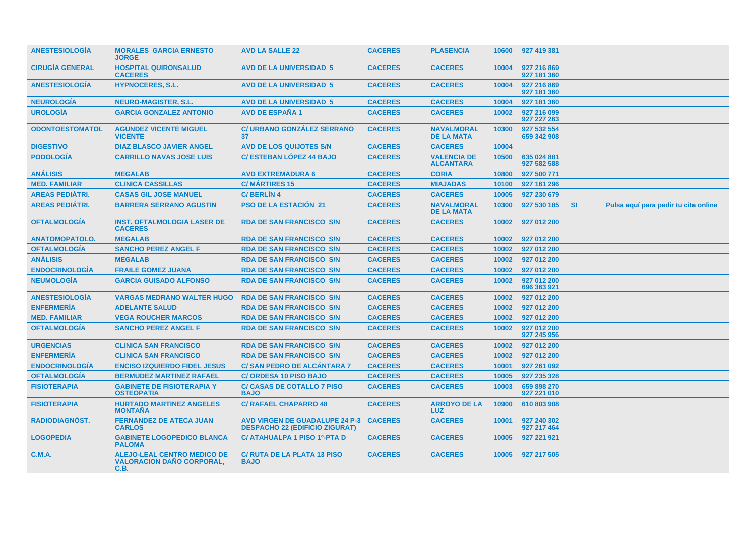| | | | | | | | | |
|---|---|---|---|---|---|---|---|---|
| ANESTESIOLOGÍA | MORALES GARCIA ERNESTO JORGE | AVD LA SALLE 22 | CACERES | PLASENCIA | 10600 | 927 419 381 | | |
| CIRUGÍA GENERAL | HOSPITAL QUIRONSALUD CACERES | AVD DE LA UNIVERSIDAD 5 | CACERES | CACERES | 10004 | 927 216 869<br>927 181 360 | | |
| ANESTESIOLOGÍA | HYPNOCERES, S.L. | AVD DE LA UNIVERSIDAD 5 | CACERES | CACERES | 10004 | 927 216 869<br>927 181 360 | | |
| NEUROLOGÍA | NEURO-MAGISTER, S.L. | AVD DE LA UNIVERSIDAD 5 | CACERES | CACERES | 10004 | 927 181 360 | | |
| UROLOGÍA | GARCIA GONZALEZ ANTONIO | AVD DE ESPAÑA 1 | CACERES | CACERES | 10002 | 927 216 099<br>927 227 263 | | |
| ODONTOESTOMATOL | AGUNDEZ VICENTE MIGUEL VICENTE | C/ URBANO GONZÁLEZ SERRANO 37 | CACERES | NAVALMORAL DE LA MATA | 10300 | 927 532 554<br>659 342 908 | | |
| DIGESTIVO | DIAZ BLASCO JAVIER ANGEL | AVD DE LOS QUIJOTES S/N | CACERES | CACERES | 10004 | | | |
| PODOLOGÍA | CARRILLO NAVAS JOSE LUIS | C/ ESTEBAN LÓPEZ 44 BAJO | CACERES | VALENCIA DE ALCANTARA | 10500 | 635 024 881<br>927 582 588 | | |
| ANÁLISIS | MEGALAB | AVD EXTREMADURA 6 | CACERES | CORIA | 10800 | 927 500 771 | | |
| MED. FAMILIAR | CLINICA CASSILLAS | C/ MÁRTIRES 15 | CACERES | MIAJADAS | 10100 | 927 161 296 | | |
| AREAS PEDIÁTRI. | CASAS GIL JOSE MANUEL | C/ BERLÍN 4 | CACERES | CACERES | 10005 | 927 230 679 | | |
| AREAS PEDIÁTRI. | BARRERA SERRANO AGUSTIN | PSO DE LA ESTACIÓN 21 | CACERES | NAVALMORAL DE LA MATA | 10300 | 927 530 185 | SI | Pulsa aquí para pedir tu cita online |
| OFTALMOLOGÍA | INST. OFTALMOLOGIA LASER DE CACERES | RDA DE SAN FRANCISCO S/N | CACERES | CACERES | 10002 | 927 012 200 | | |
| ANATOMOPATOLO. | MEGALAB | RDA DE SAN FRANCISCO S/N | CACERES | CACERES | 10002 | 927 012 200 | | |
| OFTALMOLOGÍA | SANCHO PEREZ ANGEL F | RDA DE SAN FRANCISCO S/N | CACERES | CACERES | 10002 | 927 012 200 | | |
| ANÁLISIS | MEGALAB | RDA DE SAN FRANCISCO S/N | CACERES | CACERES | 10002 | 927 012 200 | | |
| ENDOCRINOLOGÍA | FRAILE GOMEZ JUANA | RDA DE SAN FRANCISCO S/N | CACERES | CACERES | 10002 | 927 012 200 | | |
| NEUMOLOGÍA | GARCIA GUISADO ALFONSO | RDA DE SAN FRANCISCO S/N | CACERES | CACERES | 10002 | 927 012 200<br>696 363 921 | | |
| ANESTESIOLOGÍA | VARGAS MEDRANO WALTER HUGO | RDA DE SAN FRANCISCO S/N | CACERES | CACERES | 10002 | 927 012 200 | | |
| ENFERMERÍA | ADELANTE SALUD | RDA DE SAN FRANCISCO S/N | CACERES | CACERES | 10002 | 927 012 200 | | |
| MED. FAMILIAR | VEGA ROUCHER MARCOS | RDA DE SAN FRANCISCO S/N | CACERES | CACERES | 10002 | 927 012 200 | | |
| OFTALMOLOGÍA | SANCHO PEREZ ANGEL F | RDA DE SAN FRANCISCO S/N | CACERES | CACERES | 10002 | 927 012 200<br>927 245 956 | | |
| URGENCIAS | CLINICA SAN FRANCISCO | RDA DE SAN FRANCISCO S/N | CACERES | CACERES | 10002 | 927 012 200 | | |
| ENFERMERÍA | CLINICA SAN FRANCISCO | RDA DE SAN FRANCISCO S/N | CACERES | CACERES | 10002 | 927 012 200 | | |
| ENDOCRINOLOGÍA | ENCISO IZQUIERDO FIDEL JESUS | C/ SAN PEDRO DE ALCÁNTARA 7 | CACERES | CACERES | 10001 | 927 261 092 | | |
| OFTALMOLOGÍA | BERMUDEZ MARTINEZ RAFAEL | C/ ORDESA 10 PISO BAJO | CACERES | CACERES | 10005 | 927 235 328 | | |
| FISIOTERAPIA | GABINETE DE FISIOTERAPIA Y OSTEOPATIA | C/ CASAS DE COTALLO 7 PISO BAJO | CACERES | CACERES | 10003 | 659 898 270<br>927 221 010 | | |
| FISIOTERAPIA | HURTADO MARTINEZ ANGELES MONTAÑA | C/ RAFAEL CHAPARRO 48 | CACERES | ARROYO DE LA LUZ | 10900 | 610 803 908 | | |
| RADIODIAGNÓST. | FERNANDEZ DE ATECA JUAN CARLOS | AVD VIRGEN DE GUADALUPE 24 P-3 DESPACHO 22 (EDIFICIO ZIGURAT) | CACERES | CACERES | 10001 | 927 240 302<br>927 217 464 | | |
| LOGOPEDIA | GABINETE LOGOPEDICO BLANCA PALOMA | C/ ATAHUALPA 1 PISO 1º-PTA D | CACERES | CACERES | 10005 | 927 221 921 | | |
| C.M.A. | ALEJO-LEAL CENTRO MEDICO DE VALORACION DAÑO CORPORAL, C.B. | C/ RUTA DE LA PLATA 13 PISO BAJO | CACERES | CACERES | 10005 | 927 217 505 | | |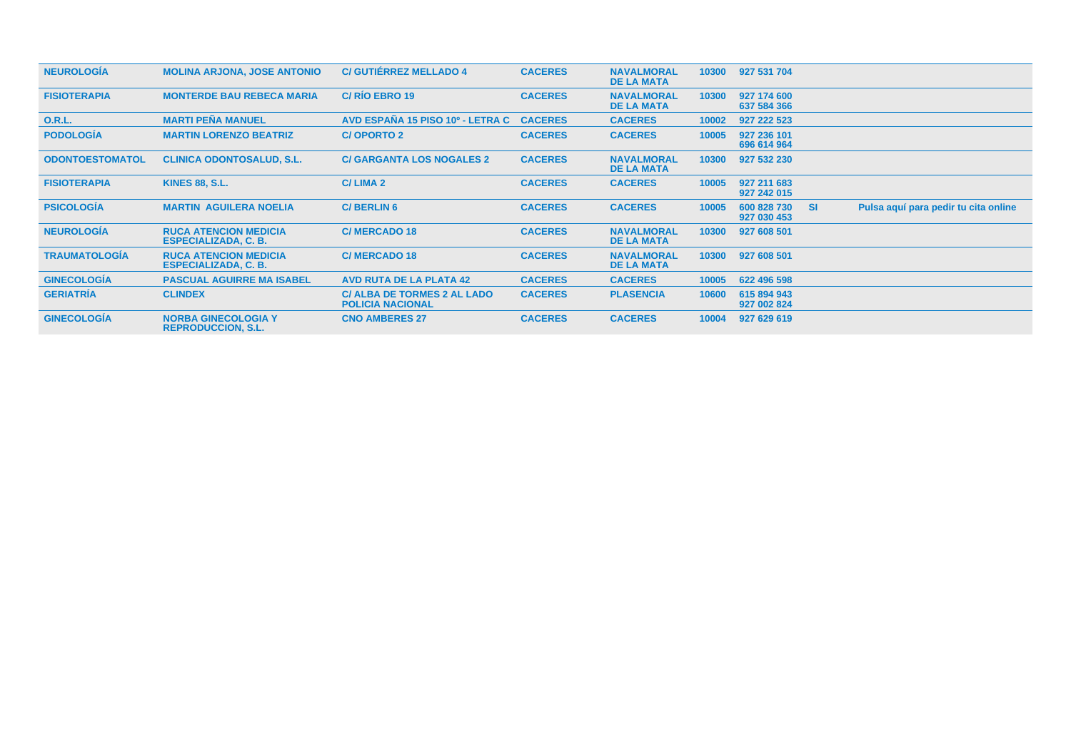| | | | | | | | | |
|---|---|---|---|---|---|---|---|---|
| NEUROLOGÍA | MOLINA ARJONA, JOSE ANTONIO | C/ GUTIÉRREZ MELLADO 4 | CACERES | NAVALMORAL DE LA MATA | 10300 | 927 531 704 | | |
| FISIOTERAPIA | MONTERDE BAU REBECA MARIA | C/ RÍO EBRO 19 | CACERES | NAVALMORAL DE LA MATA | 10300 | 927 174 600 637 584 366 | | |
| O.R.L. | MARTI PEÑA MANUEL | AVD ESPAÑA 15 PISO 10º - LETRA C | CACERES | CACERES | 10002 | 927 222 523 | | |
| PODOLOGÍA | MARTIN LORENZO BEATRIZ | C/ OPORTO 2 | CACERES | CACERES | 10005 | 927 236 101 696 614 964 | | |
| ODONTOESTOMATOL | CLINICA ODONTOSALUD, S.L. | C/ GARGANTA LOS NOGALES 2 | CACERES | NAVALMORAL DE LA MATA | 10300 | 927 532 230 | | |
| FISIOTERAPIA | KINES 88, S.L. | C/ LIMA 2 | CACERES | CACERES | 10005 | 927 211 683 927 242 015 | | |
| PSICOLOGÍA | MARTIN AGUILERA NOELIA | C/ BERLIN 6 | CACERES | CACERES | 10005 | 600 828 730 927 030 453 | SI | Pulsa aquí para pedir tu cita online |
| NEUROLOGÍA | RUCA ATENCION MEDICIA ESPECIALIZADA, C. B. | C/ MERCADO 18 | CACERES | NAVALMORAL DE LA MATA | 10300 | 927 608 501 | | |
| TRAUMATOLOGÍA | RUCA ATENCION MEDICIA ESPECIALIZADA, C. B. | C/ MERCADO 18 | CACERES | NAVALMORAL DE LA MATA | 10300 | 927 608 501 | | |
| GINECOLOGÍA | PASCUAL AGUIRRE MA ISABEL | AVD RUTA DE LA PLATA 42 | CACERES | CACERES | 10005 | 622 496 598 | | |
| GERIATRÍA | CLINDEX | C/ ALBA DE TORMES 2 AL LADO POLICIA NACIONAL | CACERES | PLASENCIA | 10600 | 615 894 943 927 002 824 | | |
| GINECOLOGÍA | NORBA GINECOLOGIA Y REPRODUCCION, S.L. | CNO AMBERES 27 | CACERES | CACERES | 10004 | 927 629 619 | | |